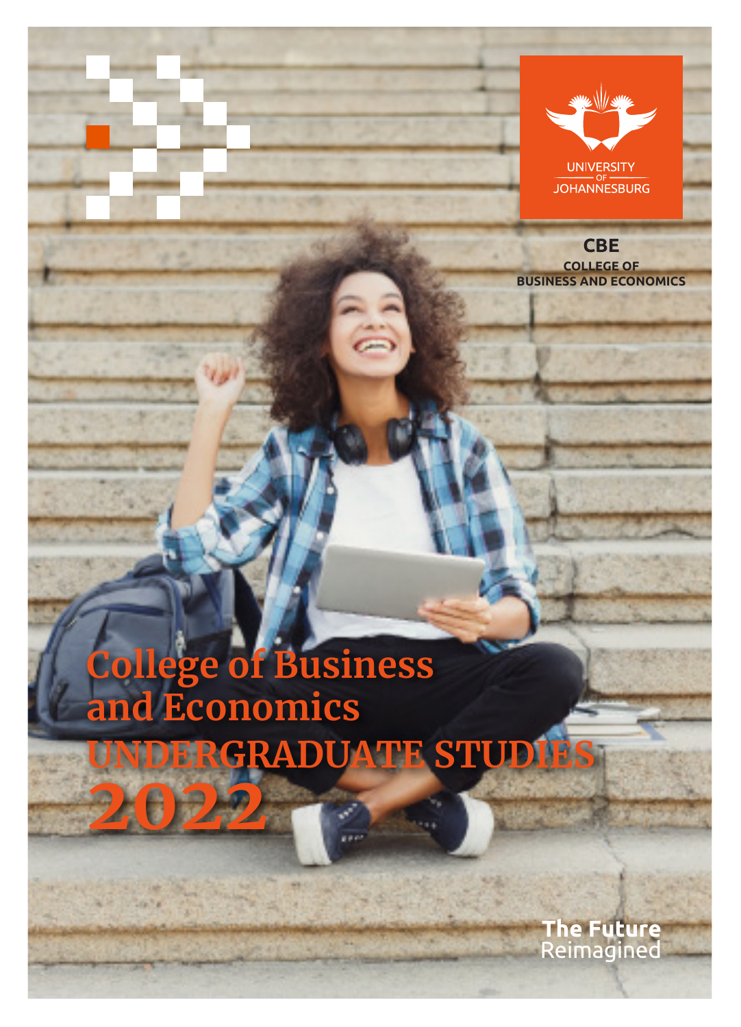UNIVERSITY OF JOHANNESBURG

**CBE**
**COLLEGE OF BUSINESS AND ECONOMICS**

# College of Business and Economics
# UNDERGRADUATE STUDIES
# 2022

**The Future** Reimagined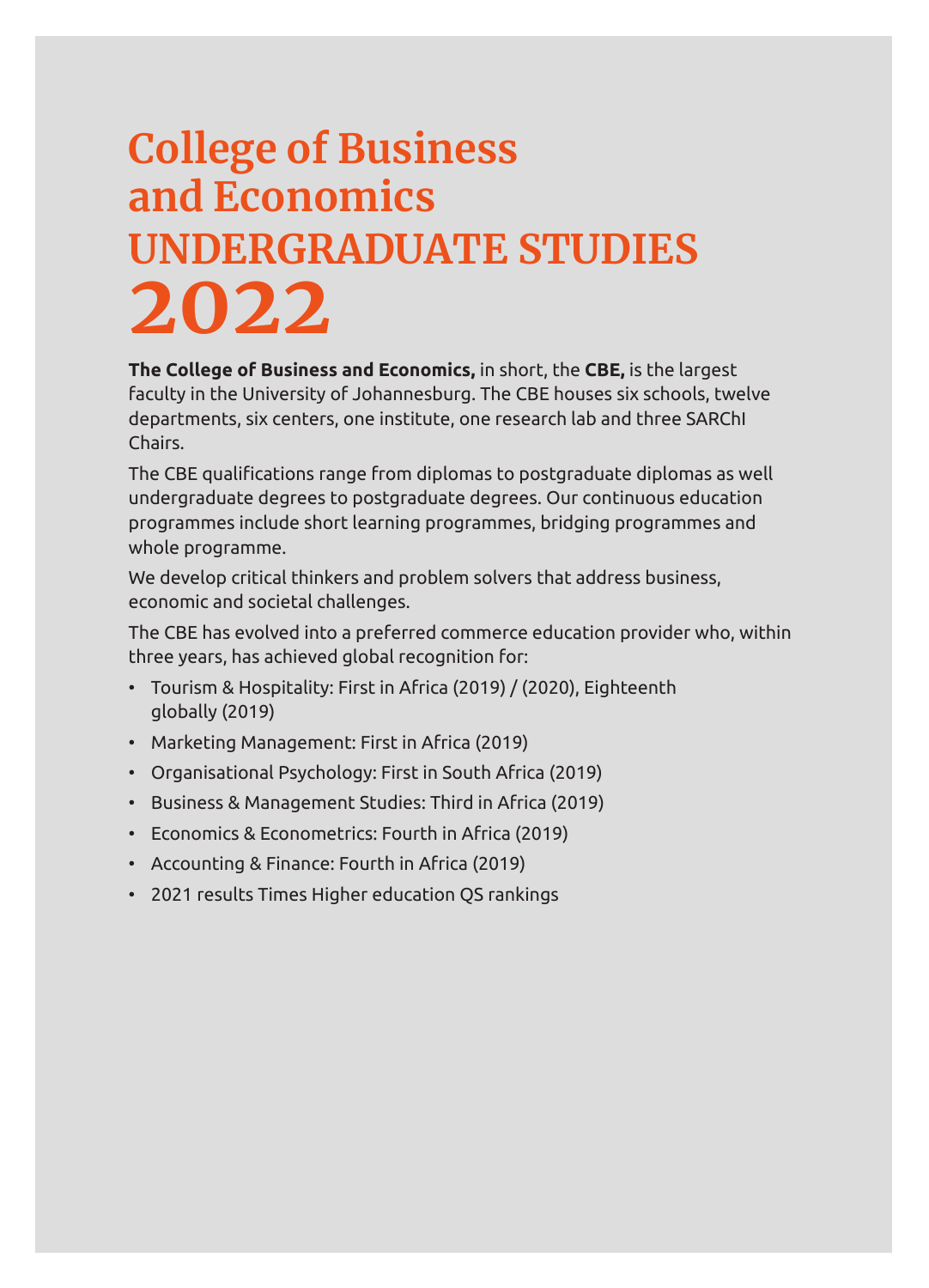# College of Business and Economics UNDERGRADUATE STUDIES 2022

**The College of Business and Economics,** in short, the **CBE,** is the largest faculty in the University of Johannesburg. The CBE houses six schools, twelve departments, six centers, one institute, one research lab and three SARChI Chairs.

The CBE qualifications range from diplomas to postgraduate diplomas as well undergraduate degrees to postgraduate degrees. Our continuous education programmes include short learning programmes, bridging programmes and whole programme.

We develop critical thinkers and problem solvers that address business, economic and societal challenges.

The CBE has evolved into a preferred commerce education provider who, within three years, has achieved global recognition for:

- Tourism & Hospitality: First in Africa (2019) / (2020), Eighteenth globally (2019)
- Marketing Management: First in Africa (2019)
- Organisational Psychology: First in South Africa (2019)
- Business & Management Studies: Third in Africa (2019)
- Economics & Econometrics: Fourth in Africa (2019)
- Accounting & Finance: Fourth in Africa (2019)
- 2021 results Times Higher education QS rankings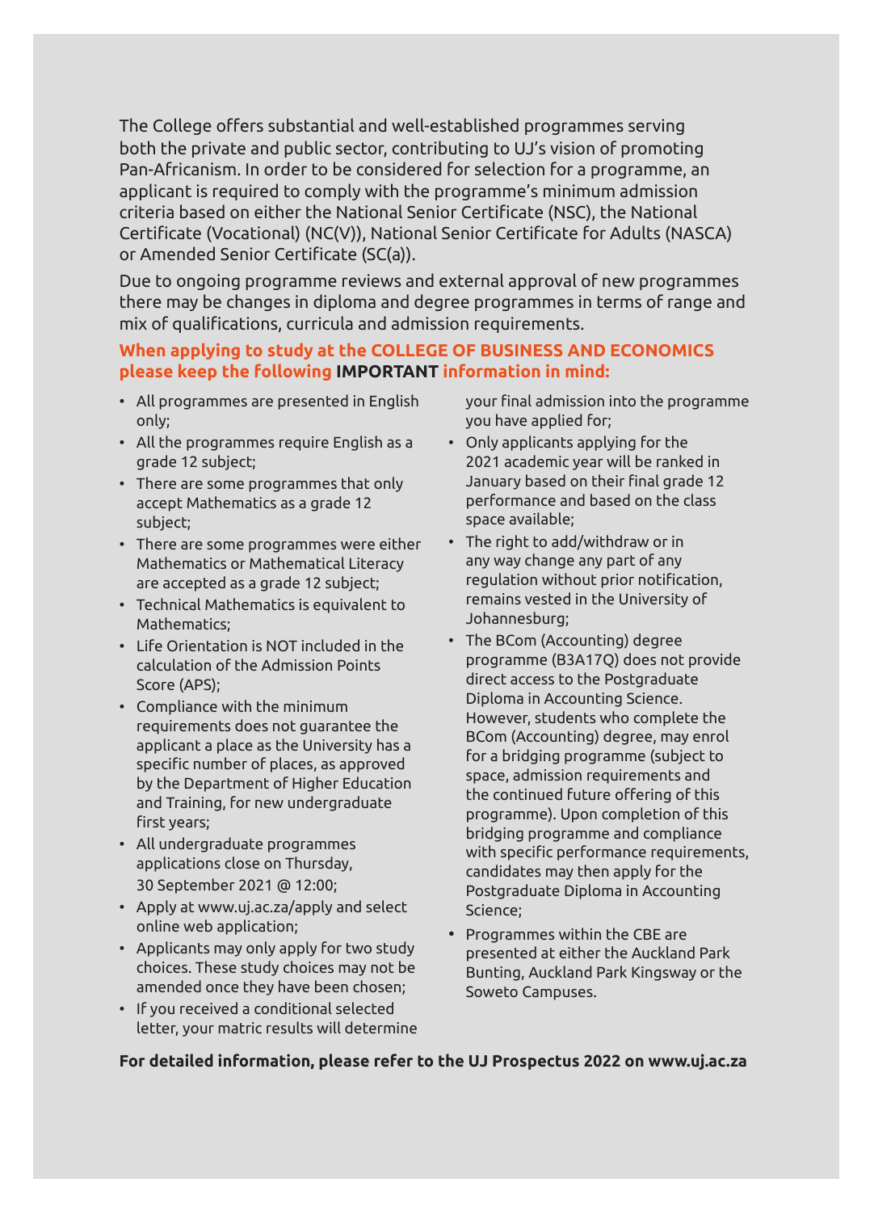The College offers substantial and well-established programmes serving both the private and public sector, contributing to UJ's vision of promoting Pan-Africanism. In order to be considered for selection for a programme, an applicant is required to comply with the programme's minimum admission criteria based on either the National Senior Certificate (NSC), the National Certificate (Vocational) (NC(V)), National Senior Certificate for Adults (NASCA) or Amended Senior Certificate (SC(a)).

Due to ongoing programme reviews and external approval of new programmes there may be changes in diploma and degree programmes in terms of range and mix of qualifications, curricula and admission requirements.

**When applying to study at the COLLEGE OF BUSINESS AND ECONOMICS please keep the following IMPORTANT information in mind:**

- All programmes are presented in English only;
- All the programmes require English as a grade 12 subject;
- There are some programmes that only accept Mathematics as a grade 12 subject;
- There are some programmes were either Mathematics or Mathematical Literacy are accepted as a grade 12 subject;
- Technical Mathematics is equivalent to Mathematics;
- Life Orientation is NOT included in the calculation of the Admission Points Score (APS);
- Compliance with the minimum requirements does not guarantee the applicant a place as the University has a specific number of places, as approved by the Department of Higher Education and Training, for new undergraduate first years;
- All undergraduate programmes applications close on Thursday, 30 September 2021 @ 12:00;
- Apply at www.uj.ac.za/apply and select online web application;
- Applicants may only apply for two study choices. These study choices may not be amended once they have been chosen;
- If you received a conditional selected letter, your matric results will determine your final admission into the programme you have applied for;
- Only applicants applying for the 2021 academic year will be ranked in January based on their final grade 12 performance and based on the class space available;
- The right to add/withdraw or in any way change any part of any regulation without prior notification, remains vested in the University of Johannesburg;
- The BCom (Accounting) degree programme (B3A17Q) does not provide direct access to the Postgraduate Diploma in Accounting Science. However, students who complete the BCom (Accounting) degree, may enrol for a bridging programme (subject to space, admission requirements and the continued future offering of this programme). Upon completion of this bridging programme and compliance with specific performance requirements, candidates may then apply for the Postgraduate Diploma in Accounting Science;
- Programmes within the CBE are presented at either the Auckland Park Bunting, Auckland Park Kingsway or the Soweto Campuses.

**For detailed information, please refer to the UJ Prospectus 2022 on www.uj.ac.za**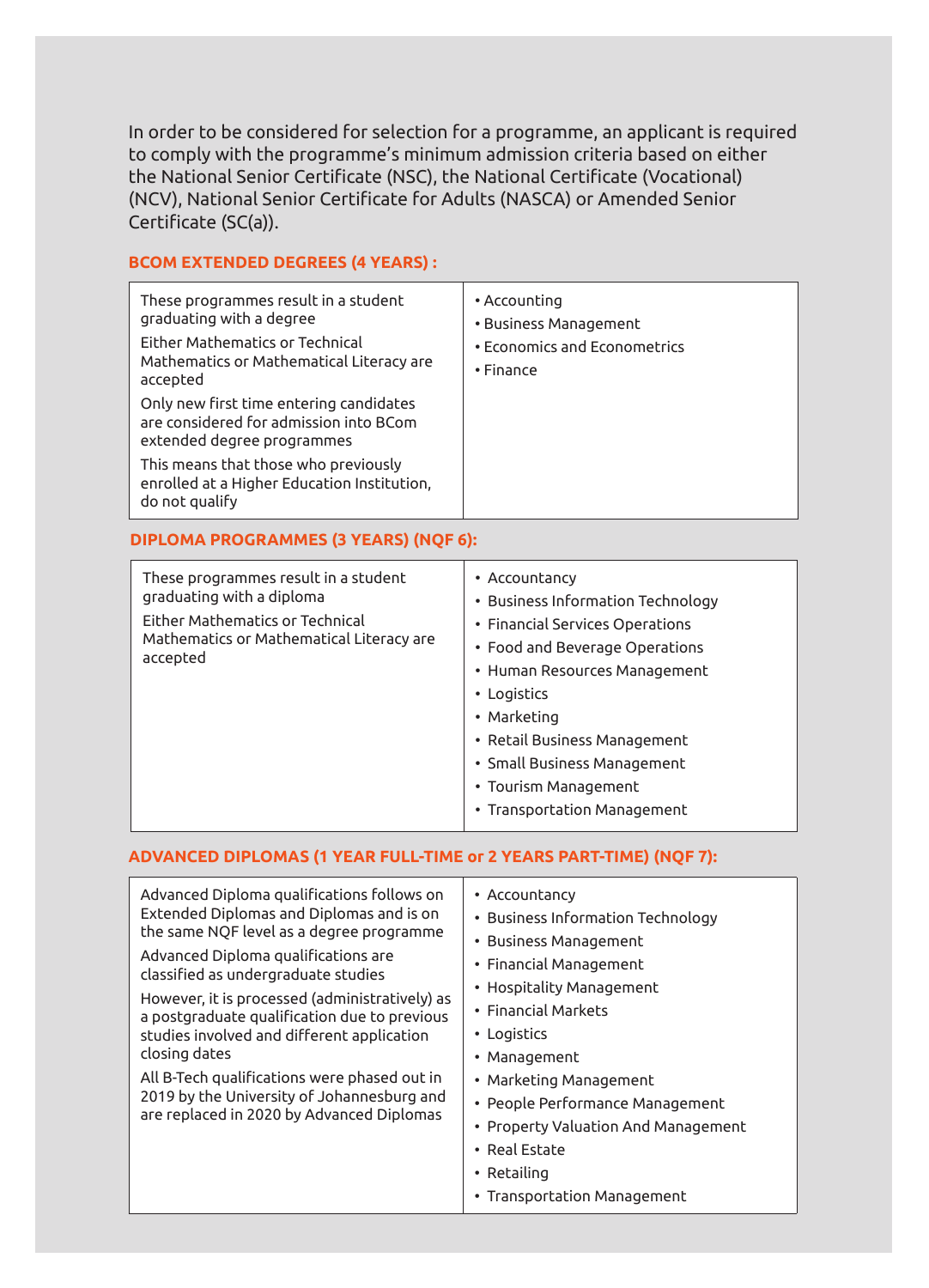In order to be considered for selection for a programme, an applicant is required to comply with the programme's minimum admission criteria based on either the National Senior Certificate (NSC), the National Certificate (Vocational) (NCV), National Senior Certificate for Adults (NASCA) or Amended Senior Certificate (SC(a)).

## BCOM EXTENDED DEGREES (4 YEARS) :

| | |
|---|---|
| These programmes result in a student graduating with a degree<br>Either Mathematics or Technical Mathematics or Mathematical Literacy are accepted<br>Only new first time entering candidates are considered for admission into BCom extended degree programmes<br>This means that those who previously enrolled at a Higher Education Institution, do not qualify | • Accounting<br>• Business Management<br>• Economics and Econometrics<br>• Finance |

## DIPLOMA PROGRAMMES (3 YEARS) (NQF 6):

| | |
|---|---|
| These programmes result in a student graduating with a diploma<br>Either Mathematics or Technical Mathematics or Mathematical Literacy are accepted | • Accountancy<br>• Business Information Technology<br>• Financial Services Operations<br>• Food and Beverage Operations<br>• Human Resources Management<br>• Logistics<br>• Marketing<br>• Retail Business Management<br>• Small Business Management<br>• Tourism Management<br>• Transportation Management |

## ADVANCED DIPLOMAS (1 YEAR FULL-TIME or 2 YEARS PART-TIME) (NQF 7):

| | |
|---|---|
| Advanced Diploma qualifications follows on Extended Diplomas and Diplomas and is on the same NQF level as a degree programme<br>Advanced Diploma qualifications are classified as undergraduate studies<br>However, it is processed (administratively) as a postgraduate qualification due to previous studies involved and different application closing dates<br>All B-Tech qualifications were phased out in 2019 by the University of Johannesburg and are replaced in 2020 by Advanced Diplomas | • Accountancy<br>• Business Information Technology<br>• Business Management<br>• Financial Management<br>• Hospitality Management<br>• Financial Markets<br>• Logistics<br>• Management<br>• Marketing Management<br>• People Performance Management<br>• Property Valuation And Management<br>• Real Estate<br>• Retailing<br>• Transportation Management |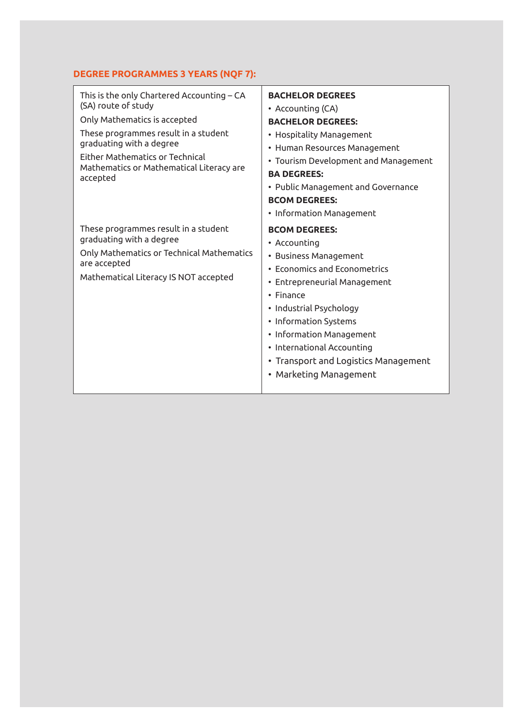## DEGREE PROGRAMMES 3 YEARS (NQF 7):

| | |
|---|---|
| This is the only Chartered Accounting – CA (SA) route of study<br><br>Only Mathematics is accepted<br><br>These programmes result in a student graduating with a degree<br><br>Either Mathematics or Technical Mathematics or Mathematical Literacy are accepted | **BACHELOR DEGREES**<br>• Accounting (CA)<br>**BACHELOR DEGREES:**<br>• Hospitality Management<br>• Human Resources Management<br>• Tourism Development and Management<br>**BA DEGREES:**<br>• Public Management and Governance<br>**BCOM DEGREES:**<br>• Information Management |
| These programmes result in a student graduating with a degree<br><br>Only Mathematics or Technical Mathematics are accepted<br><br>Mathematical Literacy IS NOT accepted | **BCOM DEGREES:**<br>• Accounting<br>• Business Management<br>• Economics and Econometrics<br>• Entrepreneurial Management<br>• Finance<br>• Industrial Psychology<br>• Information Systems<br>• Information Management<br>• International Accounting<br>• Transport and Logistics Management<br>• Marketing Management |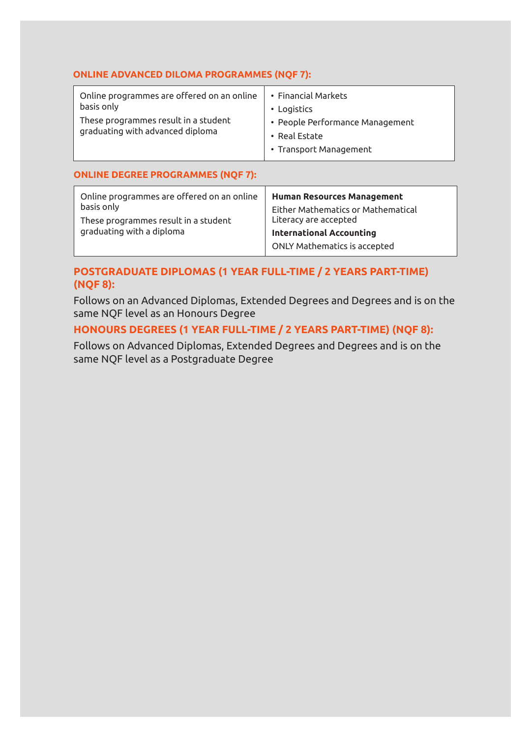## ONLINE ADVANCED DILOMA PROGRAMMES (NQF 7):

| | |
|---|---|
| Online programmes are offered on an online basis only<br>These programmes result in a student graduating with advanced diploma | • Financial Markets<br>• Logistics<br>• People Performance Management<br>• Real Estate<br>• Transport Management |

## ONLINE DEGREE PROGRAMMES (NQF 7):

| | |
|---|---|
| Online programmes are offered on an online basis only<br>These programmes result in a student graduating with a diploma | **Human Resources Management**<br>Either Mathematics or Mathematical Literacy are accepted<br>**International Accounting**<br>ONLY Mathematics is accepted |

## POSTGRADUATE DIPLOMAS (1 YEAR FULL-TIME / 2 YEARS PART-TIME) (NQF 8):

Follows on an Advanced Diplomas, Extended Degrees and Degrees and is on the same NQF level as an Honours Degree

## HONOURS DEGREES (1 YEAR FULL-TIME / 2 YEARS PART-TIME) (NQF 8):

Follows on Advanced Diplomas, Extended Degrees and Degrees and is on the same NQF level as a Postgraduate Degree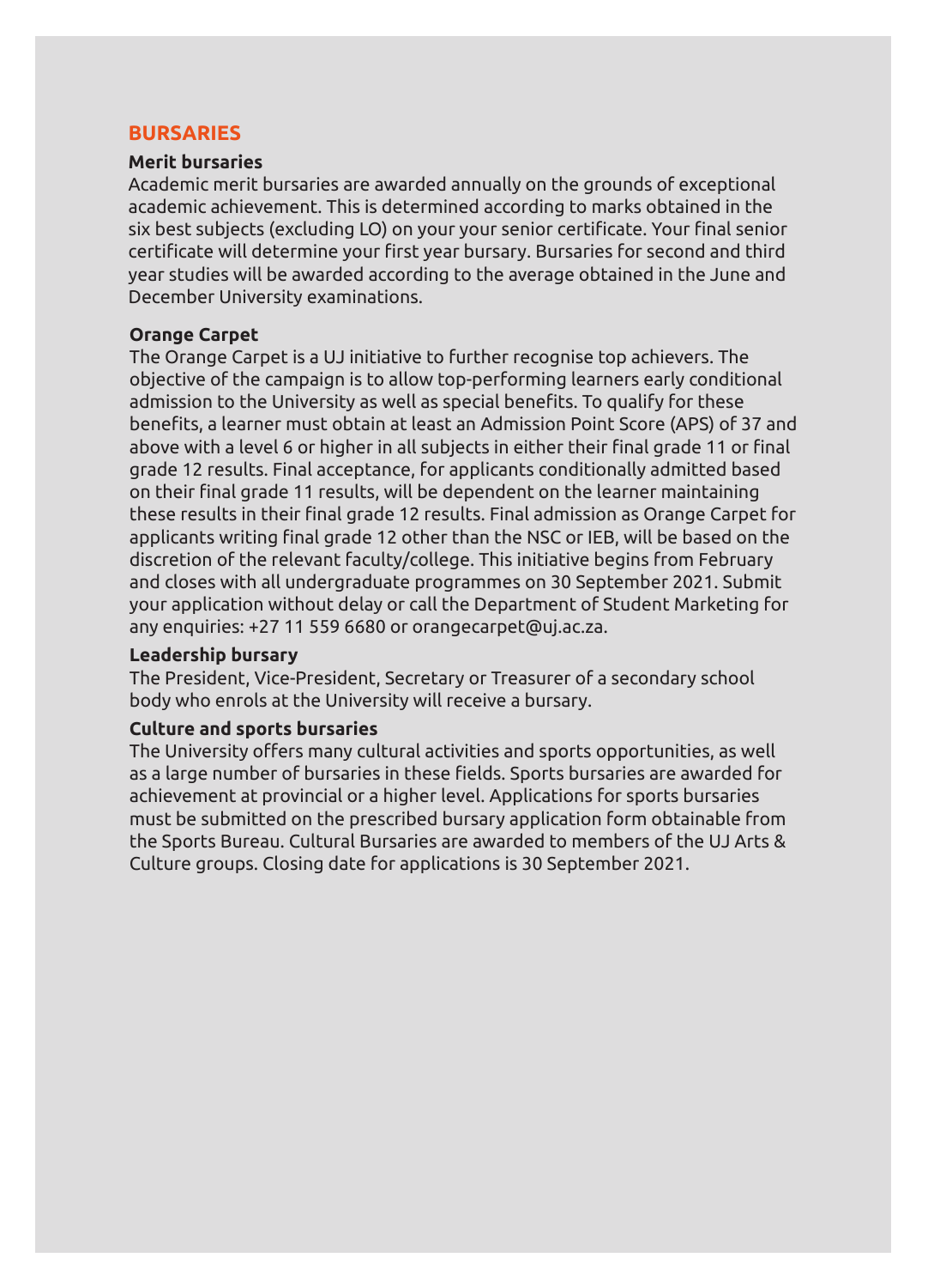## BURSARIES

### Merit bursaries

Academic merit bursaries are awarded annually on the grounds of exceptional academic achievement. This is determined according to marks obtained in the six best subjects (excluding LO) on your your senior certificate. Your final senior certificate will determine your first year bursary. Bursaries for second and third year studies will be awarded according to the average obtained in the June and December University examinations.

### Orange Carpet

The Orange Carpet is a UJ initiative to further recognise top achievers. The objective of the campaign is to allow top-performing learners early conditional admission to the University as well as special benefits. To qualify for these benefits, a learner must obtain at least an Admission Point Score (APS) of 37 and above with a level 6 or higher in all subjects in either their final grade 11 or final grade 12 results. Final acceptance, for applicants conditionally admitted based on their final grade 11 results, will be dependent on the learner maintaining these results in their final grade 12 results. Final admission as Orange Carpet for applicants writing final grade 12 other than the NSC or IEB, will be based on the discretion of the relevant faculty/college. This initiative begins from February and closes with all undergraduate programmes on 30 September 2021. Submit your application without delay or call the Department of Student Marketing for any enquiries: +27 11 559 6680 or orangecarpet@uj.ac.za.

### Leadership bursary

The President, Vice-President, Secretary or Treasurer of a secondary school body who enrols at the University will receive a bursary.

### Culture and sports bursaries

The University offers many cultural activities and sports opportunities, as well as a large number of bursaries in these fields. Sports bursaries are awarded for achievement at provincial or a higher level. Applications for sports bursaries must be submitted on the prescribed bursary application form obtainable from the Sports Bureau. Cultural Bursaries are awarded to members of the UJ Arts & Culture groups. Closing date for applications is 30 September 2021.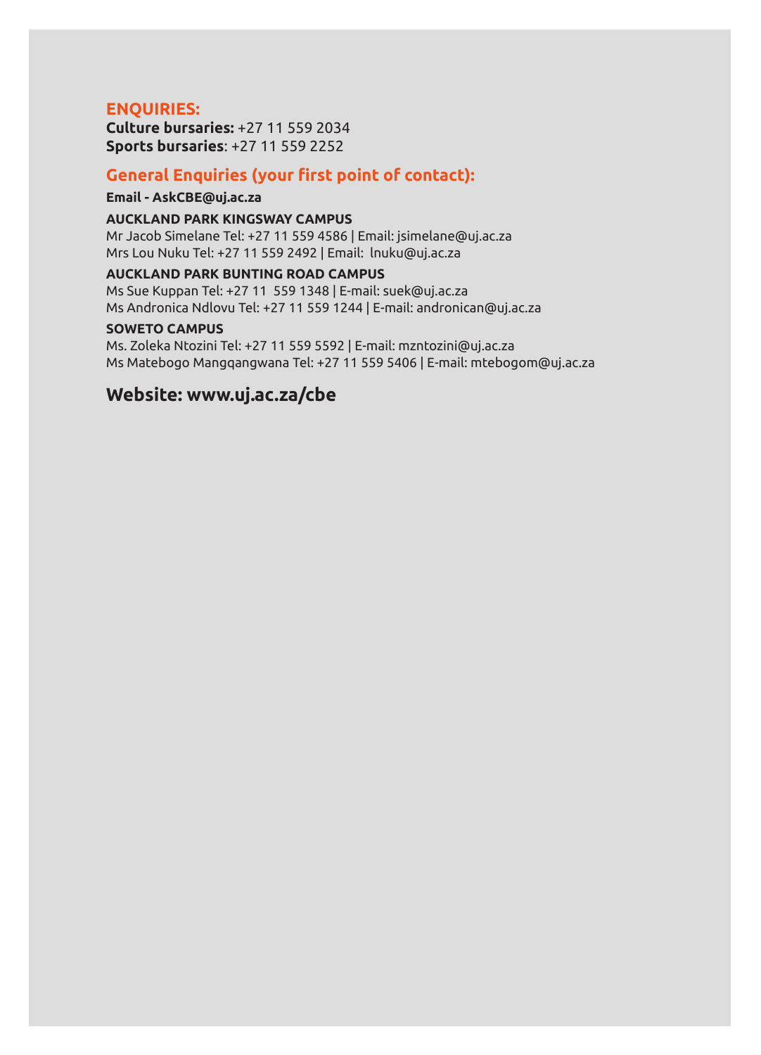## ENQUIRIES:

**Culture bursaries:** +27 11 559 2034
**Sports bursaries**: +27 11 559 2252

## General Enquiries (your first point of contact):

**Email - AskCBE@uj.ac.za**

**AUCKLAND PARK KINGSWAY CAMPUS**
Mr Jacob Simelane Tel: +27 11 559 4586 | Email: jsimelane@uj.ac.za
Mrs Lou Nuku Tel: +27 11 559 2492 | Email: lnuku@uj.ac.za

**AUCKLAND PARK BUNTING ROAD CAMPUS**
Ms Sue Kuppan Tel: +27 11 559 1348 | E-mail: suek@uj.ac.za
Ms Andronica Ndlovu Tel: +27 11 559 1244 | E-mail: andronican@uj.ac.za

**SOWETO CAMPUS**
Ms. Zoleka Ntozini Tel: +27 11 559 5592 | E-mail: mzntozini@uj.ac.za
Ms Matebogo Mangqangwana Tel: +27 11 559 5406 | E-mail: mtebogom@uj.ac.za

## Website: www.uj.ac.za/cbe